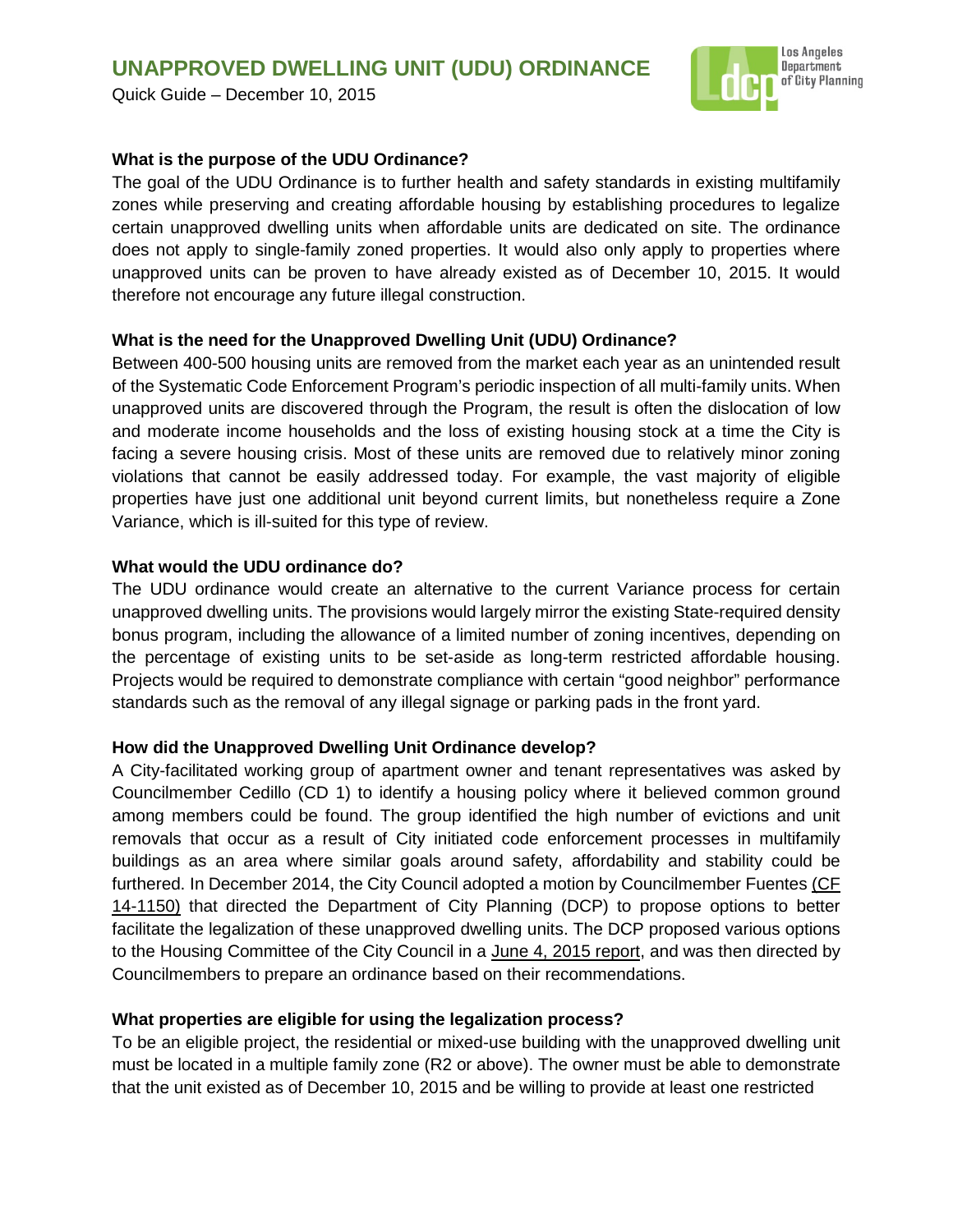# UNAPPROVED DWELLING UNIT (UDU) ORDINANCE

Quick Guide – December 10, 2015

**What is the purpose of the UDU Ordinance?**

The goal of the UDU Ordinance is to further health and safety standards in existing multifamily zones while preserving and creating affordable housing by establishing procedures to legalize certain unapproved dwelling units when affordable units are dedicated on site. The ordinance does not apply to single-family zoned properties. It would also only apply to properties where unapproved units can be proven to have already existed as of December 10, 2015. It would therefore not encourage any future illegal construction.

**What is the need for the Unapproved Dwelling Unit (UDU) Ordinance?**

Between 400-500 housing units are removed from the market each year as an unintended result of the Systematic Code Enforcement Program's periodic inspection of all multi-family units. When unapproved units are discovered through the Program, the result is often the dislocation of low and moderate income households and the loss of existing housing stock at a time the City is facing a severe housing crisis. Most of these units are removed due to relatively minor zoning violations that cannot be easily addressed today. For example, the vast majority of eligible properties have just one additional unit beyond current limits, but nonetheless require a Zone Variance, which is ill-suited for this type of review.

**What would the UDU ordinance do?**

The UDU ordinance would create an alternative to the current Variance process for certain unapproved dwelling units. The provisions would largely mirror the existing State-required density bonus program, including the allowance of a limited number of zoning incentives, depending on the percentage of existing units to be set-aside as long-term restricted affordable housing. Projects would be required to demonstrate compliance with certain "good neighbor" performance standards such as the removal of any illegal signage or parking pads in the front yard.

**How did the Unapproved Dwelling Unit Ordinance develop?**

A City-facilitated working group of apartment owner and tenant representatives was asked by Councilmember Cedillo (CD 1) to identify a housing policy where it believed common ground among members could be found. The group identified the high number of evictions and unit removals that occur as a result of City initiated code enforcement processes in multifamily buildings as an area where similar goals around safety, affordability and stability could be furthered. In December 2014, the City Council adopted a motion by Councilmember Fuentes (CF 14-1150) that directed the Department of City Planning (DCP) to propose options to better facilitate the legalization of these unapproved dwelling units. The DCP proposed various options to the Housing Committee of the City Council in a June 4, 2015 report, and was then directed by Councilmembers to prepare an ordinance based on their recommendations.

**What properties are eligible for using the legalization process?**

To be an eligible project, the residential or mixed-use building with the unapproved dwelling unit must be located in a multiple family zone (R2 or above). The owner must be able to demonstrate that the unit existed as of December 10, 2015 and be willing to provide at least one restricted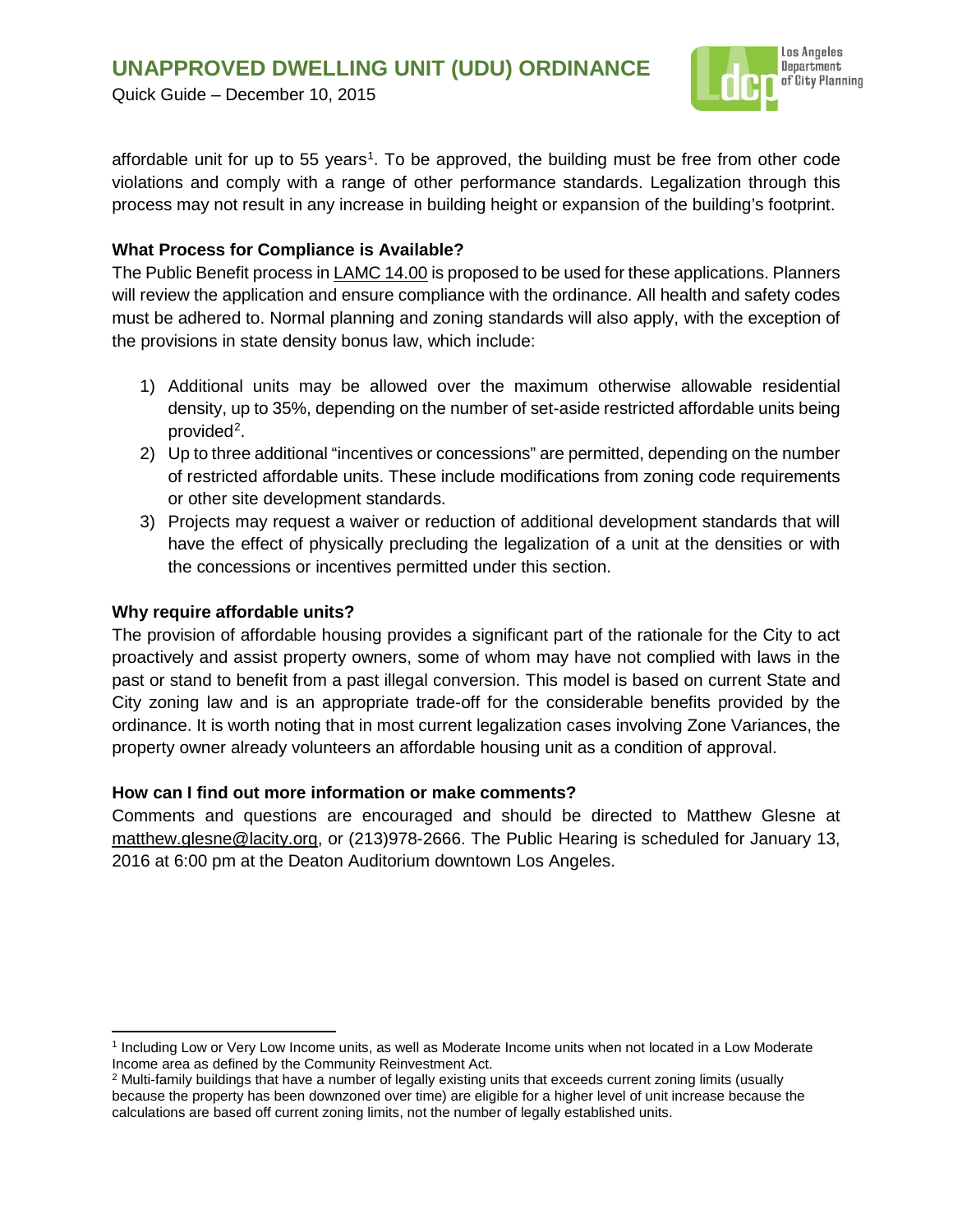affordable unit for up to 55 years[1]. To be approved, the building must be free from other code violations and comply with a range of other performance standards. Legalization through this process may not result in any increase in building height or expansion of the building's footprint.

**What Process for Compliance is Available?**

The Public Benefit process in LAMC 14.00 is proposed to be used for these applications. Planners will review the application and ensure compliance with the ordinance. All health and safety codes must be adhered to. Normal planning and zoning standards will also apply, with the exception of the provisions in state density bonus law, which include:

1) Additional units may be allowed over the maximum otherwise allowable residential density, up to 35%, depending on the number of set-aside restricted affordable units being provided[2].
2) Up to three additional "incentives or concessions" are permitted, depending on the number of restricted affordable units. These include modifications from zoning code requirements or other site development standards.
3) Projects may request a waiver or reduction of additional development standards that will have the effect of physically precluding the legalization of a unit at the densities or with the concessions or incentives permitted under this section.

**Why require affordable units?**

The provision of affordable housing provides a significant part of the rationale for the City to act proactively and assist property owners, some of whom may have not complied with laws in the past or stand to benefit from a past illegal conversion. This model is based on current State and City zoning law and is an appropriate trade-off for the considerable benefits provided by the ordinance. It is worth noting that in most current legalization cases involving Zone Variances, the property owner already volunteers an affordable housing unit as a condition of approval.

**How can I find out more information or make comments?**

Comments and questions are encouraged and should be directed to Matthew Glesne at matthew.glesne@lacity.org, or (213)978-2666. The Public Hearing is scheduled for January 13, 2016 at 6:00 pm at the Deaton Auditorium downtown Los Angeles.

---

[1] Including Low or Very Low Income units, as well as Moderate Income units when not located in a Low Moderate Income area as defined by the Community Reinvestment Act.

[2] Multi-family buildings that have a number of legally existing units that exceeds current zoning limits (usually because the property has been downzoned over time) are eligible for a higher level of unit increase because the calculations are based off current zoning limits, not the number of legally established units.